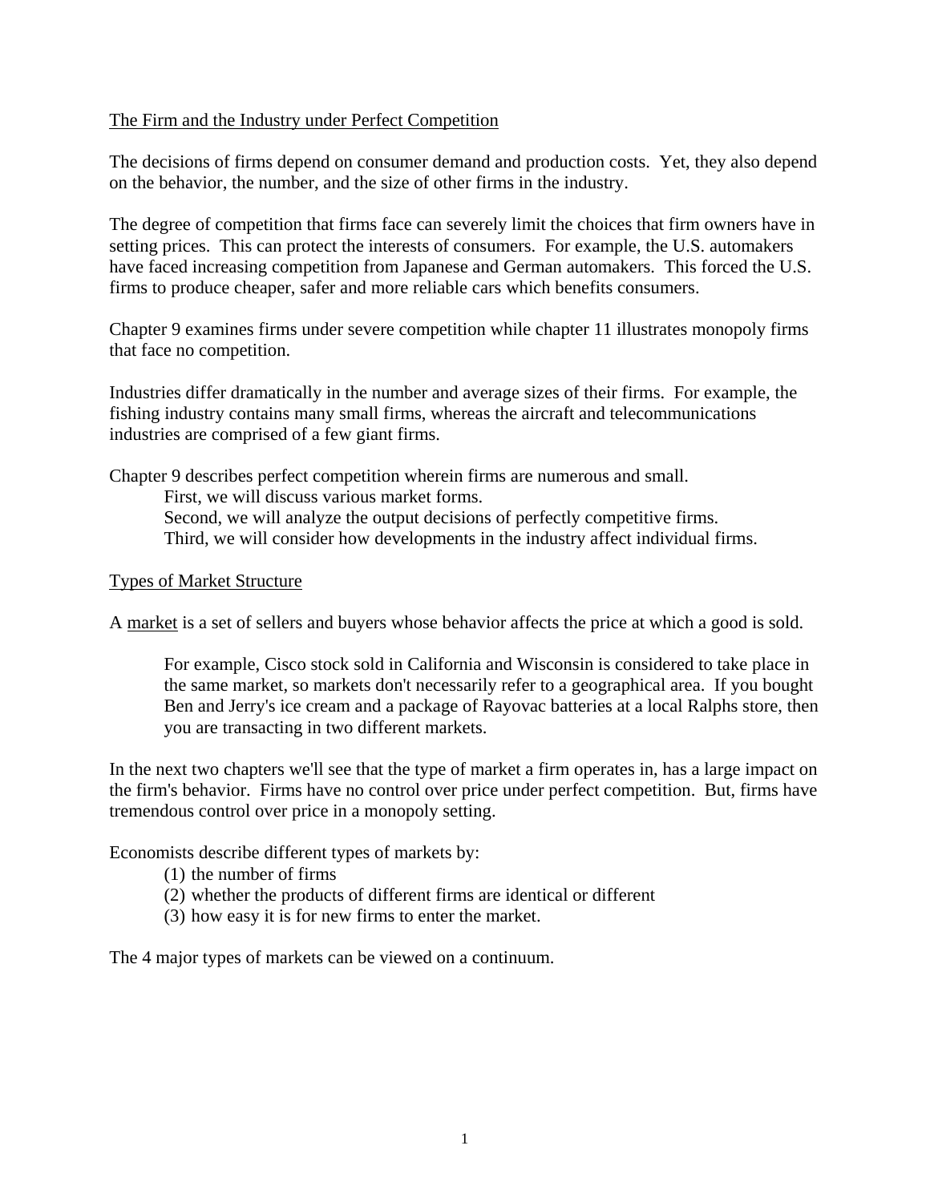## The Firm and the Industry under Perfect Competition

The decisions of firms depend on consumer demand and production costs. Yet, they also depend on the behavior, the number, and the size of other firms in the industry.

The degree of competition that firms face can severely limit the choices that firm owners have in setting prices. This can protect the interests of consumers. For example, the U.S. automakers have faced increasing competition from Japanese and German automakers. This forced the U.S. firms to produce cheaper, safer and more reliable cars which benefits consumers.

Chapter 9 examines firms under severe competition while chapter 11 illustrates monopoly firms that face no competition.

Industries differ dramatically in the number and average sizes of their firms. For example, the fishing industry contains many small firms, whereas the aircraft and telecommunications industries are comprised of a few giant firms.

Chapter 9 describes perfect competition wherein firms are numerous and small.

> First, we will discuss various market forms.
> Second, we will analyze the output decisions of perfectly competitive firms.
> Third, we will consider how developments in the industry affect individual firms.

## Types of Market Structure

A market is a set of sellers and buyers whose behavior affects the price at which a good is sold.

> For example, Cisco stock sold in California and Wisconsin is considered to take place in the same market, so markets don't necessarily refer to a geographical area. If you bought Ben and Jerry's ice cream and a package of Rayovac batteries at a local Ralphs store, then you are transacting in two different markets.

In the next two chapters we'll see that the type of market a firm operates in, has a large impact on the firm's behavior. Firms have no control over price under perfect competition. But, firms have tremendous control over price in a monopoly setting.

Economists describe different types of markets by:

1. the number of firms
2. whether the products of different firms are identical or different
3. how easy it is for new firms to enter the market.

The 4 major types of markets can be viewed on a continuum.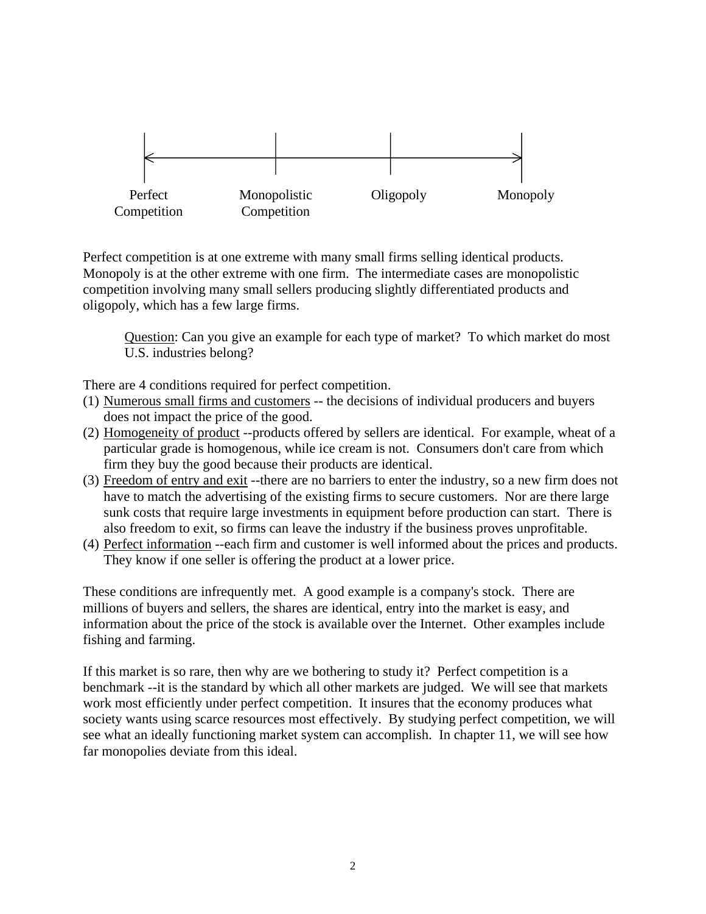Perfect Competition — Monopolistic Competition — Oligopoly — Monopoly

Perfect competition is at one extreme with many small firms selling identical products. Monopoly is at the other extreme with one firm. The intermediate cases are monopolistic competition involving many small sellers producing slightly differentiated products and oligopoly, which has a few large firms.

> Question: Can you give an example for each type of market? To which market do most U.S. industries belong?

There are 4 conditions required for perfect competition.

(1) Numerous small firms and customers -- the decisions of individual producers and buyers does not impact the price of the good.

(2) Homogeneity of product --products offered by sellers are identical. For example, wheat of a particular grade is homogenous, while ice cream is not. Consumers don't care from which firm they buy the good because their products are identical.

(3) Freedom of entry and exit --there are no barriers to enter the industry, so a new firm does not have to match the advertising of the existing firms to secure customers. Nor are there large sunk costs that require large investments in equipment before production can start. There is also freedom to exit, so firms can leave the industry if the business proves unprofitable.

(4) Perfect information --each firm and customer is well informed about the prices and products. They know if one seller is offering the product at a lower price.

These conditions are infrequently met. A good example is a company's stock. There are millions of buyers and sellers, the shares are identical, entry into the market is easy, and information about the price of the stock is available over the Internet. Other examples include fishing and farming.

If this market is so rare, then why are we bothering to study it? Perfect competition is a benchmark --it is the standard by which all other markets are judged. We will see that markets work most efficiently under perfect competition. It insures that the economy produces what society wants using scarce resources most effectively. By studying perfect competition, we will see what an ideally functioning market system can accomplish. In chapter 11, we will see how far monopolies deviate from this ideal.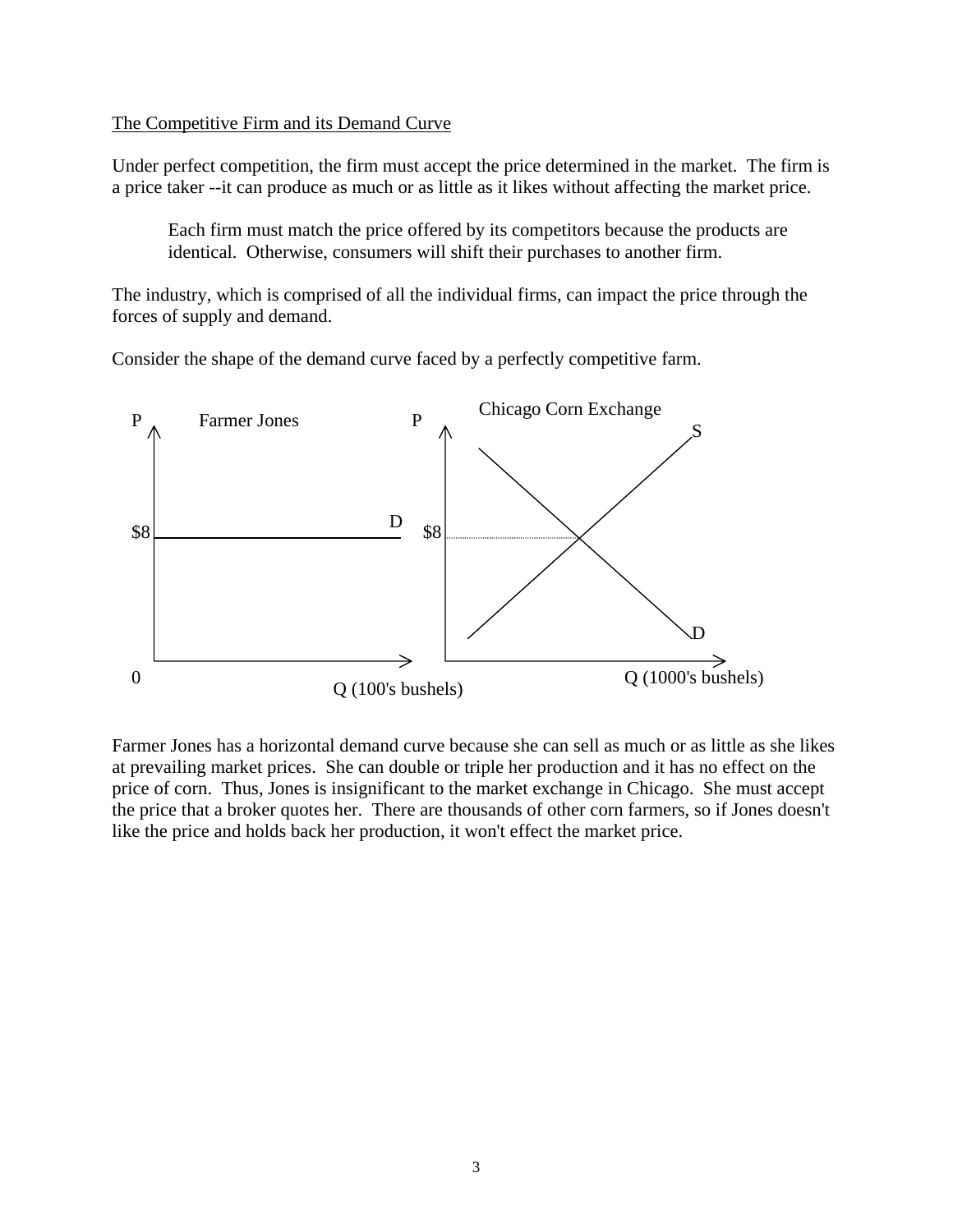<u>The Competitive Firm and its Demand Curve</u>

Under perfect competition, the firm must accept the price determined in the market. The firm is a price taker --it can produce as much or as little as it likes without affecting the market price.

> Each firm must match the price offered by its competitors because the products are identical. Otherwise, consumers will shift their purchases to another firm.

The industry, which is comprised of all the individual firms, can impact the price through the forces of supply and demand.

Consider the shape of the demand curve faced by a perfectly competitive farm.

P Farmer Jones P Chicago Corn Exchange

$8 D $8 S D

0 Q (100's bushels) Q (1000's bushels)

Farmer Jones has a horizontal demand curve because she can sell as much or as little as she likes at prevailing market prices. She can double or triple her production and it has no effect on the price of corn. Thus, Jones is insignificant to the market exchange in Chicago. She must accept the price that a broker quotes her. There are thousands of other corn farmers, so if Jones doesn't like the price and holds back her production, it won't effect the market price.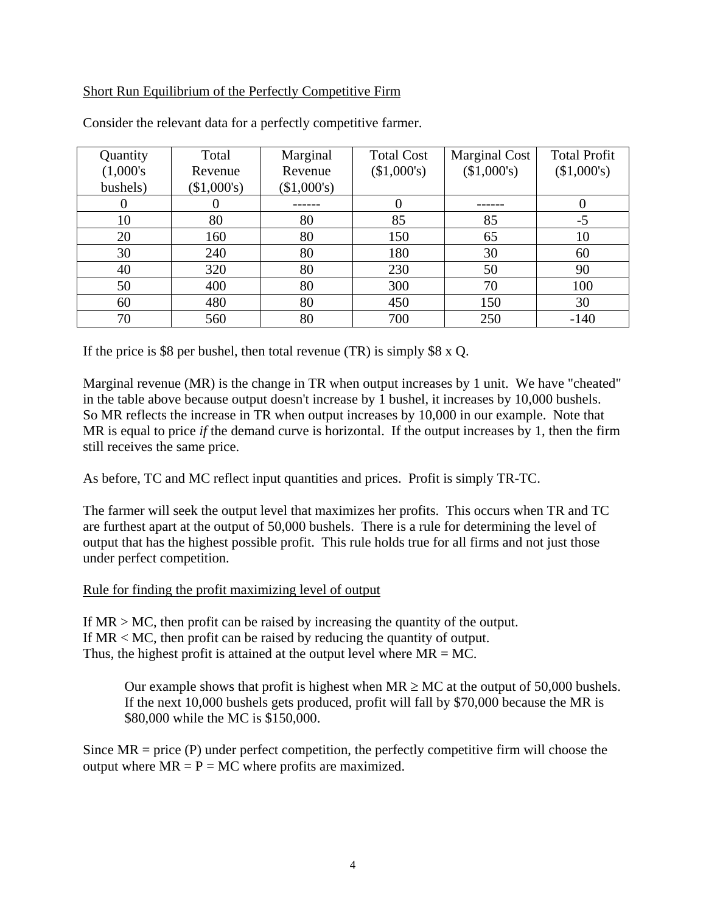Short Run Equilibrium of the Perfectly Competitive Firm

Consider the relevant data for a perfectly competitive farmer.

| Quantity (1,000's bushels) | Total Revenue ($1,000's) | Marginal Revenue ($1,000's) | Total Cost ($1,000's) | Marginal Cost ($1,000's) | Total Profit ($1,000's) |
|---|---|---|---|---|---|
| 0 | 0 | ------ | 0 | ------ | 0 |
| 10 | 80 | 80 | 85 | 85 | -5 |
| 20 | 160 | 80 | 150 | 65 | 10 |
| 30 | 240 | 80 | 180 | 30 | 60 |
| 40 | 320 | 80 | 230 | 50 | 90 |
| 50 | 400 | 80 | 300 | 70 | 100 |
| 60 | 480 | 80 | 450 | 150 | 30 |
| 70 | 560 | 80 | 700 | 250 | -140 |

If the price is $8 per bushel, then total revenue (TR) is simply $8 x Q.

Marginal revenue (MR) is the change in TR when output increases by 1 unit. We have "cheated" in the table above because output doesn't increase by 1 bushel, it increases by 10,000 bushels. So MR reflects the increase in TR when output increases by 10,000 in our example. Note that MR is equal to price *if* the demand curve is horizontal. If the output increases by 1, then the firm still receives the same price.

As before, TC and MC reflect input quantities and prices. Profit is simply TR-TC.

The farmer will seek the output level that maximizes her profits. This occurs when TR and TC are furthest apart at the output of 50,000 bushels. There is a rule for determining the level of output that has the highest possible profit. This rule holds true for all firms and not just those under perfect competition.

Rule for finding the profit maximizing level of output

If MR > MC, then profit can be raised by increasing the quantity of the output.
If MR < MC, then profit can be raised by reducing the quantity of output.
Thus, the highest profit is attained at the output level where MR = MC.

> Our example shows that profit is highest when MR ≥ MC at the output of 50,000 bushels. If the next 10,000 bushels gets produced, profit will fall by $70,000 because the MR is $80,000 while the MC is $150,000.

Since MR = price (P) under perfect competition, the perfectly competitive firm will choose the output where MR = P = MC where profits are maximized.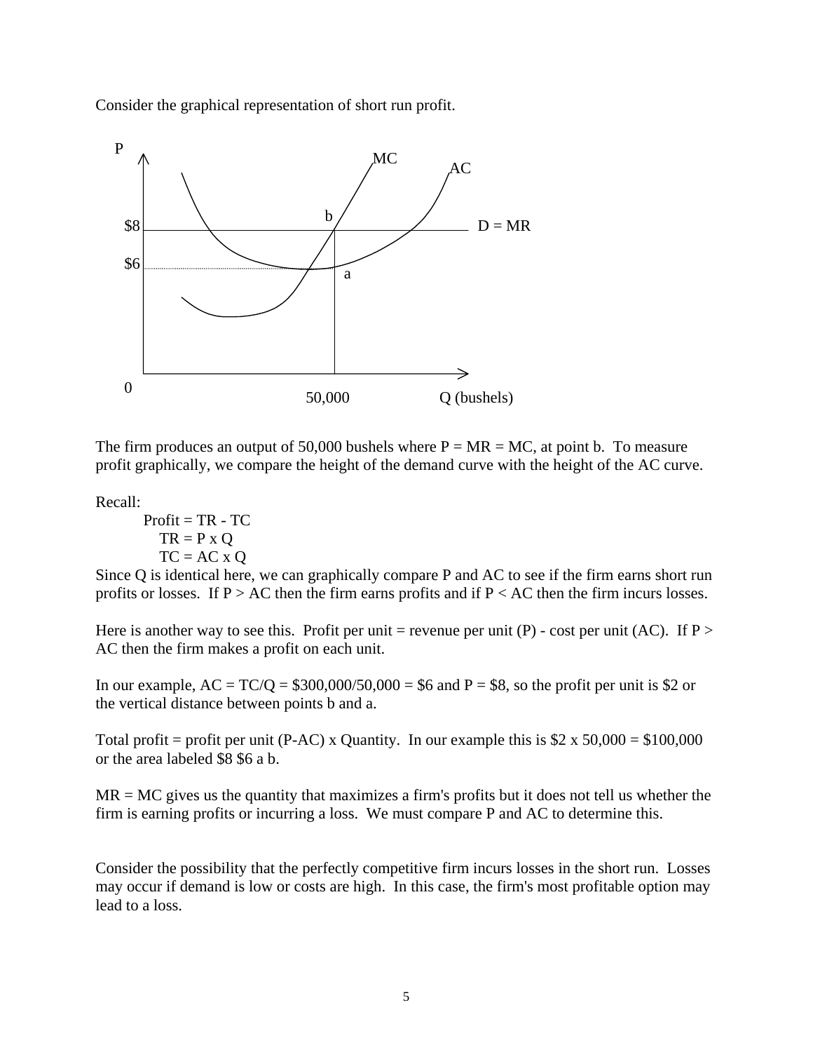Consider the graphical representation of short run profit.

The firm produces an output of 50,000 bushels where P = MR = MC, at point b. To measure profit graphically, we compare the height of the demand curve with the height of the AC curve.

Recall:

Profit = TR - TC

TR = P x Q

TC = AC x Q

Since Q is identical here, we can graphically compare P and AC to see if the firm earns short run profits or losses. If P > AC then the firm earns profits and if P < AC then the firm incurs losses.

Here is another way to see this. Profit per unit = revenue per unit (P) - cost per unit (AC). If P > AC then the firm makes a profit on each unit.

In our example, AC = TC/Q = $300,000/50,000 = $6 and P = $8, so the profit per unit is $2 or the vertical distance between points b and a.

Total profit = profit per unit (P-AC) x Quantity. In our example this is $2 x 50,000 = $100,000 or the area labeled $8 $6 a b.

MR = MC gives us the quantity that maximizes a firm's profits but it does not tell us whether the firm is earning profits or incurring a loss. We must compare P and AC to determine this.

Consider the possibility that the perfectly competitive firm incurs losses in the short run. Losses may occur if demand is low or costs are high. In this case, the firm's most profitable option may lead to a loss.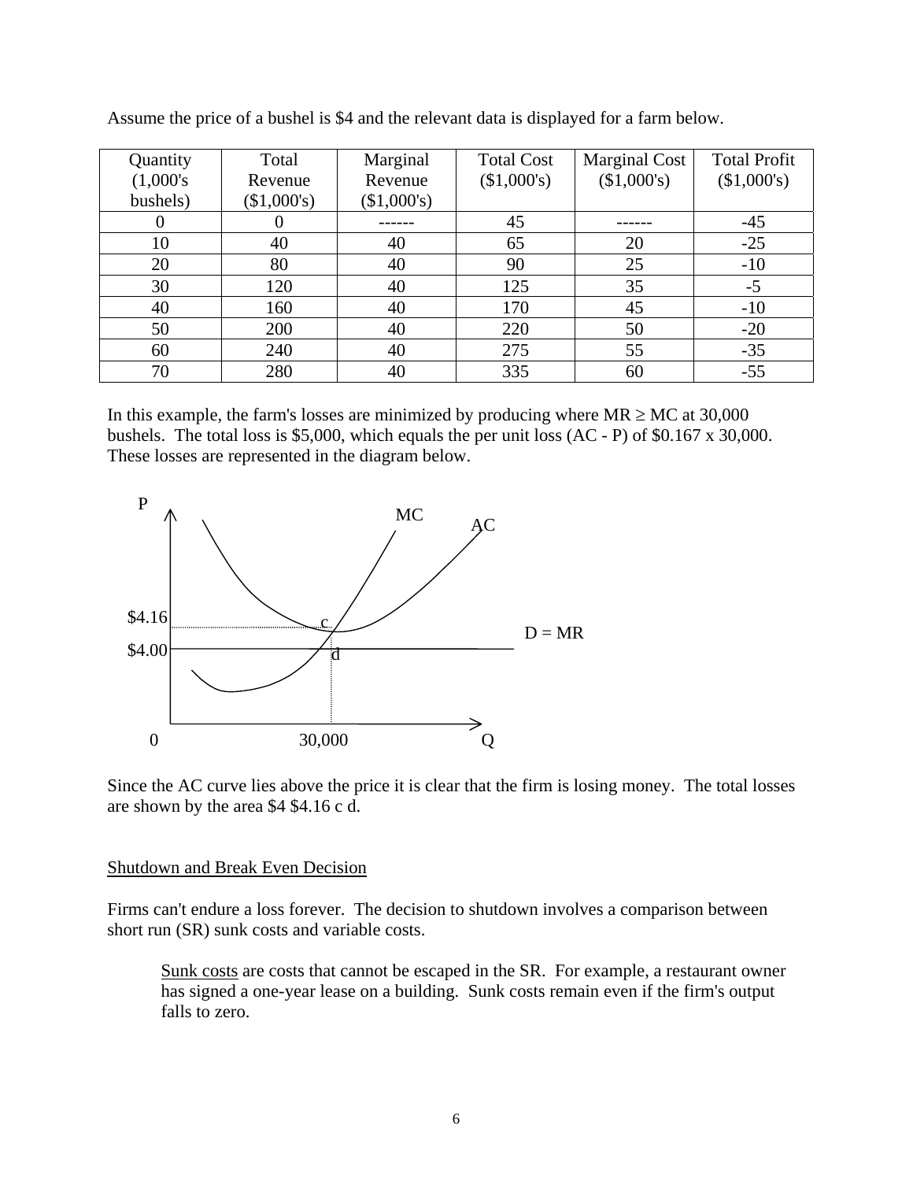Assume the price of a bushel is $4 and the relevant data is displayed for a farm below.

| Quantity (1,000's bushels) | Total Revenue ($1,000's) | Marginal Revenue ($1,000's) | Total Cost ($1,000's) | Marginal Cost ($1,000's) | Total Profit ($1,000's) |
|---|---|---|---|---|---|
| 0 | 0 | ------ | 45 | ------ | -45 |
| 10 | 40 | 40 | 65 | 20 | -25 |
| 20 | 80 | 40 | 90 | 25 | -10 |
| 30 | 120 | 40 | 125 | 35 | -5 |
| 40 | 160 | 40 | 170 | 45 | -10 |
| 50 | 200 | 40 | 220 | 50 | -20 |
| 60 | 240 | 40 | 275 | 55 | -35 |
| 70 | 280 | 40 | 335 | 60 | -55 |

In this example, the farm's losses are minimized by producing where MR ≥ MC at 30,000 bushels. The total loss is $5,000, which equals the per unit loss (AC - P) of $0.167 x 30,000. These losses are represented in the diagram below.

Since the AC curve lies above the price it is clear that the firm is losing money. The total losses are shown by the area $4 $4.16 c d.

## Shutdown and Break Even Decision

Firms can't endure a loss forever. The decision to shutdown involves a comparison between short run (SR) sunk costs and variable costs.

> Sunk costs are costs that cannot be escaped in the SR. For example, a restaurant owner has signed a one-year lease on a building. Sunk costs remain even if the firm's output falls to zero.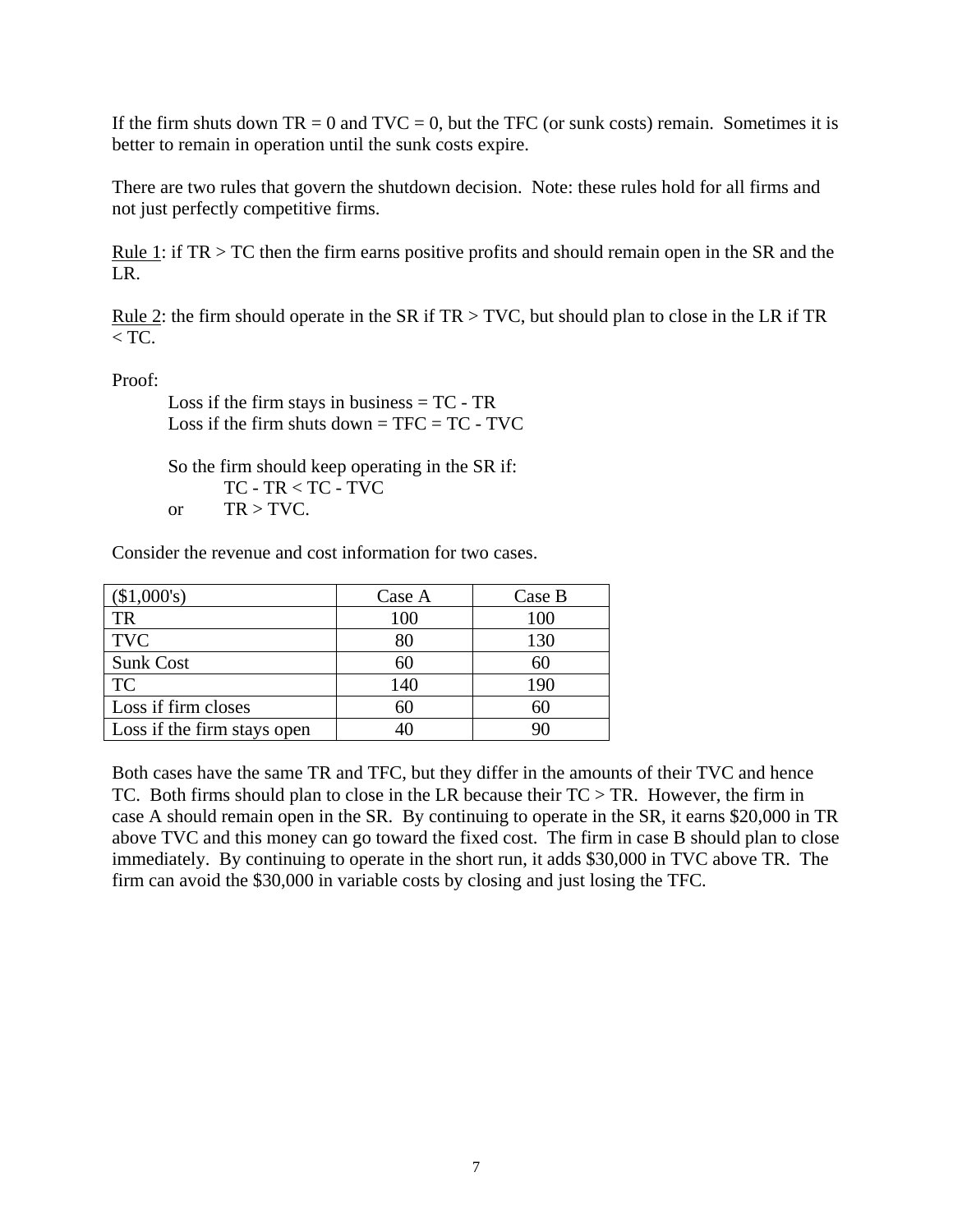If the firm shuts down TR = 0 and TVC = 0, but the TFC (or sunk costs) remain. Sometimes it is better to remain in operation until the sunk costs expire.

There are two rules that govern the shutdown decision. Note: these rules hold for all firms and not just perfectly competitive firms.

Rule 1: if TR > TC then the firm earns positive profits and should remain open in the SR and the LR.

Rule 2: the firm should operate in the SR if TR > TVC, but should plan to close in the LR if TR < TC.

Proof:

Loss if the firm stays in business = TC - TR
Loss if the firm shuts down = TFC = TC - TVC

So the firm should keep operating in the SR if:

$$TC - TR < TC - TVC$$

or $$TR > TVC.$$

Consider the revenue and cost information for two cases.

| ($1,000's) | Case A | Case B |
|---|---|---|
| TR | 100 | 100 |
| TVC | 80 | 130 |
| Sunk Cost | 60 | 60 |
| TC | 140 | 190 |
| Loss if firm closes | 60 | 60 |
| Loss if the firm stays open | 40 | 90 |

Both cases have the same TR and TFC, but they differ in the amounts of their TVC and hence TC. Both firms should plan to close in the LR because their TC > TR. However, the firm in case A should remain open in the SR. By continuing to operate in the SR, it earns $20,000 in TR above TVC and this money can go toward the fixed cost. The firm in case B should plan to close immediately. By continuing to operate in the short run, it adds $30,000 in TVC above TR. The firm can avoid the $30,000 in variable costs by closing and just losing the TFC.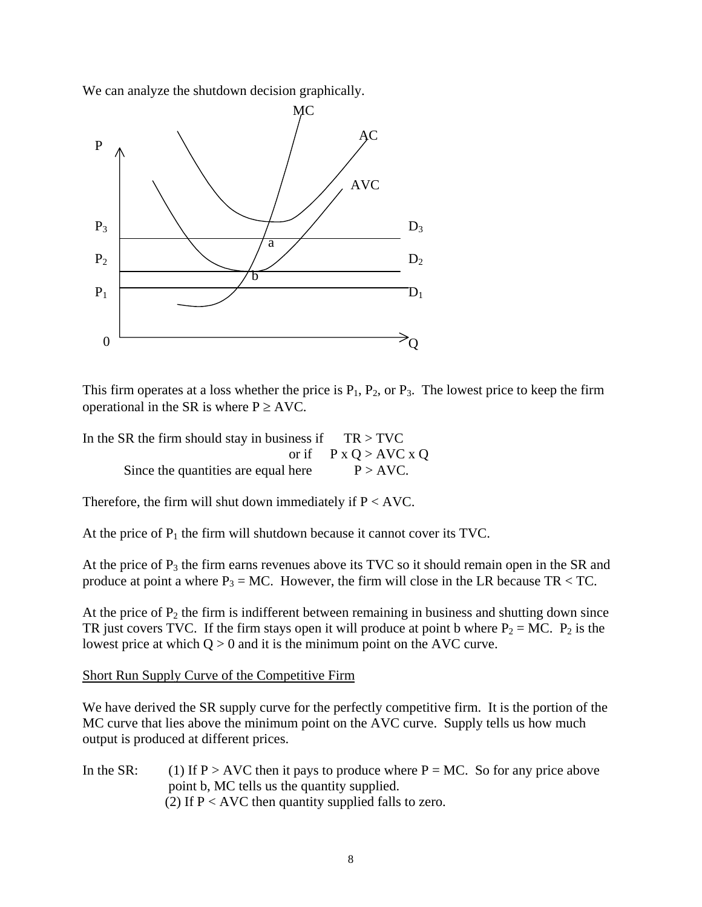We can analyze the shutdown decision graphically.

This firm operates at a loss whether the price is $P_1$, $P_2$, or $P_3$. The lowest price to keep the firm operational in the SR is where $P \geq AVC$.

In the SR the firm should stay in business if $TR > TVC$
or if $P \times Q > AVC \times Q$
Since the quantities are equal here $P > AVC$.

Therefore, the firm will shut down immediately if $P < AVC$.

At the price of $P_1$ the firm will shutdown because it cannot cover its TVC.

At the price of $P_3$ the firm earns revenues above its TVC so it should remain open in the SR and produce at point a where $P_3 = MC$. However, the firm will close in the LR because $TR < TC$.

At the price of $P_2$ the firm is indifferent between remaining in business and shutting down since TR just covers TVC. If the firm stays open it will produce at point b where $P_2 = MC$. $P_2$ is the lowest price at which $Q > 0$ and it is the minimum point on the AVC curve.

Short Run Supply Curve of the Competitive Firm

We have derived the SR supply curve for the perfectly competitive firm. It is the portion of the MC curve that lies above the minimum point on the AVC curve. Supply tells us how much output is produced at different prices.

In the SR: (1) If $P > AVC$ then it pays to produce where $P = MC$. So for any price above point b, MC tells us the quantity supplied.
(2) If $P < AVC$ then quantity supplied falls to zero.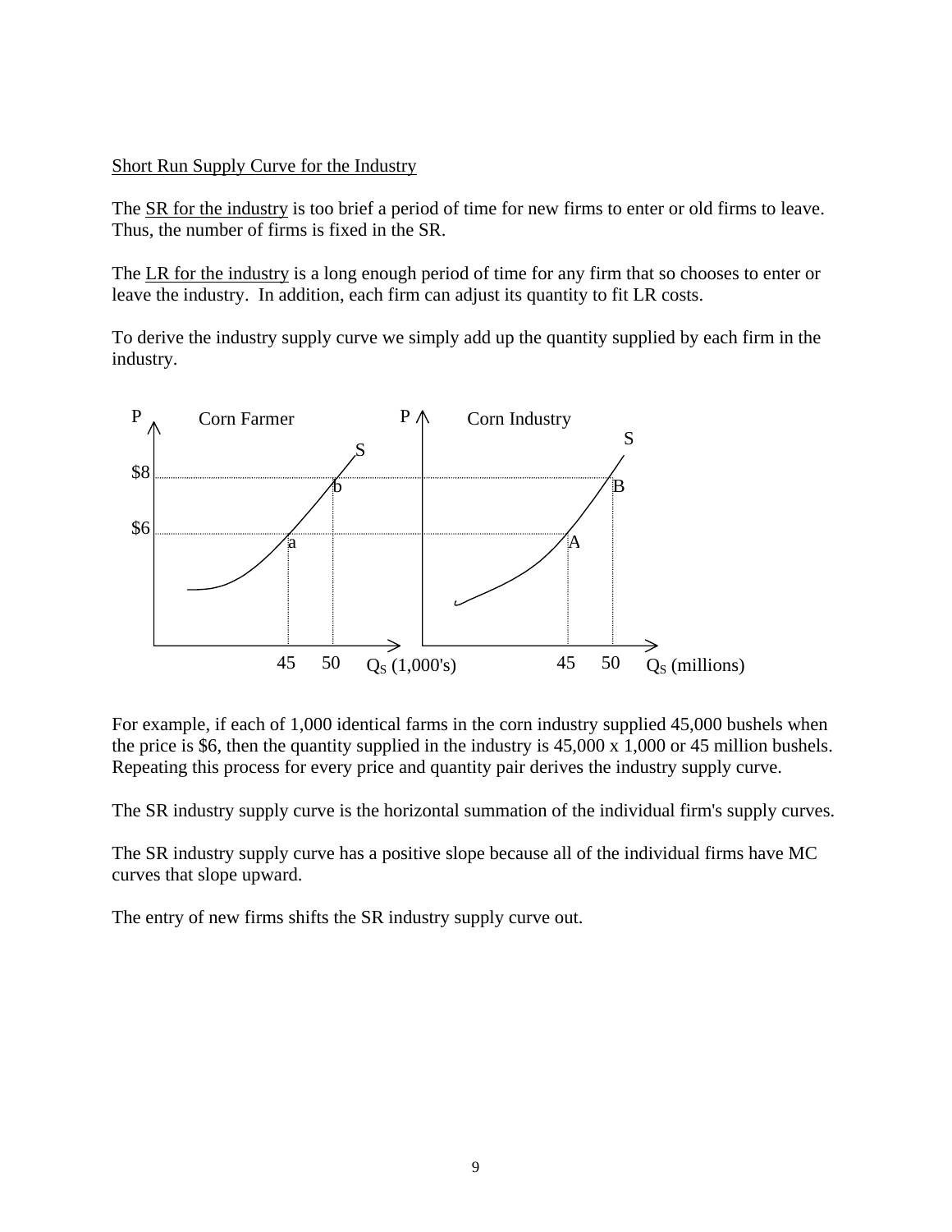Short Run Supply Curve for the Industry

The SR for the industry is too brief a period of time for new firms to enter or old firms to leave. Thus, the number of firms is fixed in the SR.

The LR for the industry is a long enough period of time for any firm that so chooses to enter or leave the industry. In addition, each firm can adjust its quantity to fit LR costs.

To derive the industry supply curve we simply add up the quantity supplied by each firm in the industry.

For example, if each of 1,000 identical farms in the corn industry supplied 45,000 bushels when the price is $6, then the quantity supplied in the industry is 45,000 x 1,000 or 45 million bushels. Repeating this process for every price and quantity pair derives the industry supply curve.

The SR industry supply curve is the horizontal summation of the individual firm's supply curves.

The SR industry supply curve has a positive slope because all of the individual firms have MC curves that slope upward.

The entry of new firms shifts the SR industry supply curve out.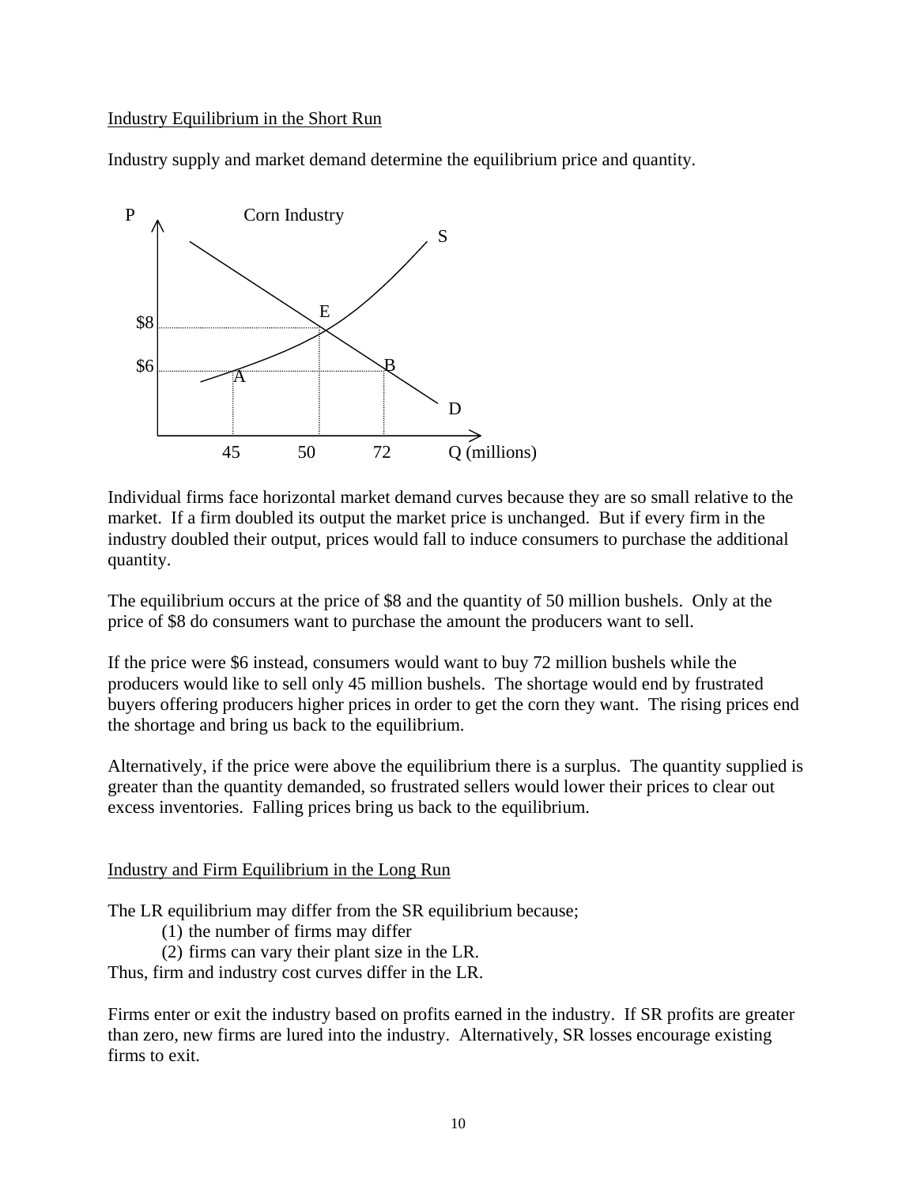Industry Equilibrium in the Short Run

Industry supply and market demand determine the equilibrium price and quantity.

Individual firms face horizontal market demand curves because they are so small relative to the market. If a firm doubled its output the market price is unchanged. But if every firm in the industry doubled their output, prices would fall to induce consumers to purchase the additional quantity.

The equilibrium occurs at the price of \$8 and the quantity of 50 million bushels. Only at the price of \$8 do consumers want to purchase the amount the producers want to sell.

If the price were \$6 instead, consumers would want to buy 72 million bushels while the producers would like to sell only 45 million bushels. The shortage would end by frustrated buyers offering producers higher prices in order to get the corn they want. The rising prices end the shortage and bring us back to the equilibrium.

Alternatively, if the price were above the equilibrium there is a surplus. The quantity supplied is greater than the quantity demanded, so frustrated sellers would lower their prices to clear out excess inventories. Falling prices bring us back to the equilibrium.

Industry and Firm Equilibrium in the Long Run

The LR equilibrium may differ from the SR equilibrium because;

1. the number of firms may differ
2. firms can vary their plant size in the LR.

Thus, firm and industry cost curves differ in the LR.

Firms enter or exit the industry based on profits earned in the industry. If SR profits are greater than zero, new firms are lured into the industry. Alternatively, SR losses encourage existing firms to exit.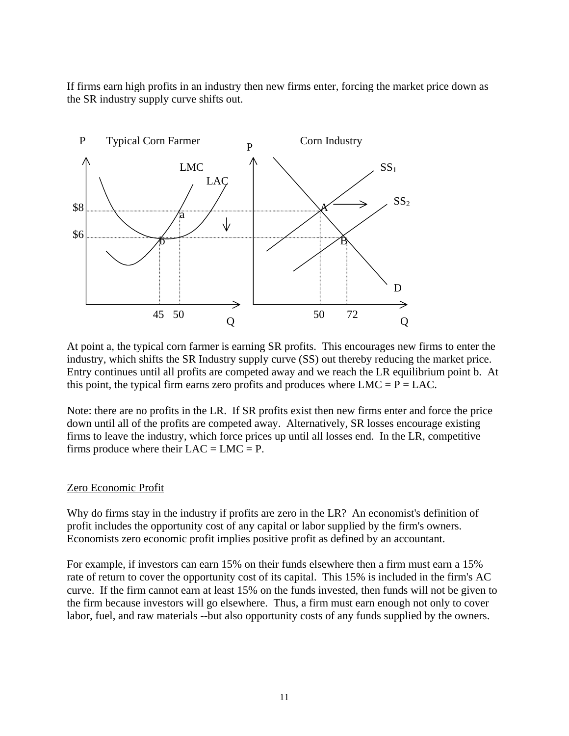If firms earn high profits in an industry then new firms enter, forcing the market price down as the SR industry supply curve shifts out.

At point a, the typical corn farmer is earning SR profits. This encourages new firms to enter the industry, which shifts the SR Industry supply curve (SS) out thereby reducing the market price. Entry continues until all profits are competed away and we reach the LR equilibrium point b. At this point, the typical firm earns zero profits and produces where LMC = P = LAC.

Note: there are no profits in the LR. If SR profits exist then new firms enter and force the price down until all of the profits are competed away. Alternatively, SR losses encourage existing firms to leave the industry, which force prices up until all losses end. In the LR, competitive firms produce where their LAC = LMC = P.

<u>Zero Economic Profit</u>

Why do firms stay in the industry if profits are zero in the LR? An economist's definition of profit includes the opportunity cost of any capital or labor supplied by the firm's owners. Economists zero economic profit implies positive profit as defined by an accountant.

For example, if investors can earn 15% on their funds elsewhere then a firm must earn a 15% rate of return to cover the opportunity cost of its capital. This 15% is included in the firm's AC curve. If the firm cannot earn at least 15% on the funds invested, then funds will not be given to the firm because investors will go elsewhere. Thus, a firm must earn enough not only to cover labor, fuel, and raw materials --but also opportunity costs of any funds supplied by the owners.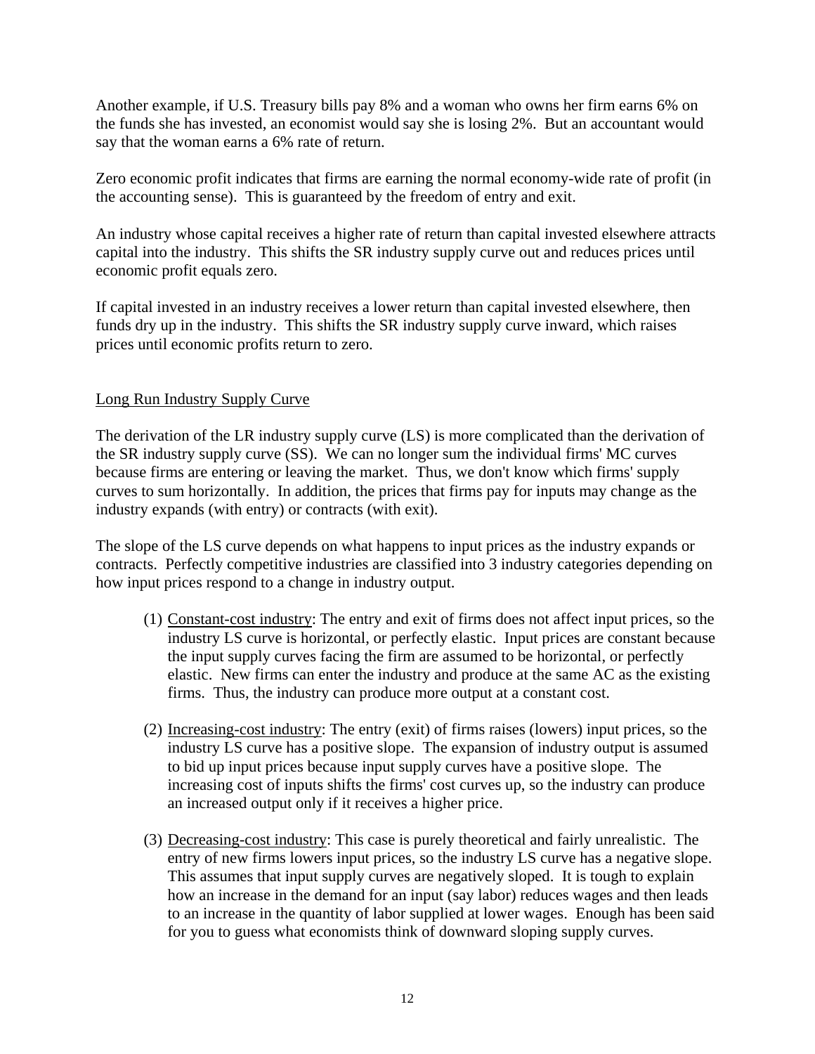Another example, if U.S. Treasury bills pay 8% and a woman who owns her firm earns 6% on the funds she has invested, an economist would say she is losing 2%. But an accountant would say that the woman earns a 6% rate of return.

Zero economic profit indicates that firms are earning the normal economy-wide rate of profit (in the accounting sense). This is guaranteed by the freedom of entry and exit.

An industry whose capital receives a higher rate of return than capital invested elsewhere attracts capital into the industry. This shifts the SR industry supply curve out and reduces prices until economic profit equals zero.

If capital invested in an industry receives a lower return than capital invested elsewhere, then funds dry up in the industry. This shifts the SR industry supply curve inward, which raises prices until economic profits return to zero.

## Long Run Industry Supply Curve

The derivation of the LR industry supply curve (LS) is more complicated than the derivation of the SR industry supply curve (SS). We can no longer sum the individual firms' MC curves because firms are entering or leaving the market. Thus, we don't know which firms' supply curves to sum horizontally. In addition, the prices that firms pay for inputs may change as the industry expands (with entry) or contracts (with exit).

The slope of the LS curve depends on what happens to input prices as the industry expands or contracts. Perfectly competitive industries are classified into 3 industry categories depending on how input prices respond to a change in industry output.

(1) Constant-cost industry: The entry and exit of firms does not affect input prices, so the industry LS curve is horizontal, or perfectly elastic. Input prices are constant because the input supply curves facing the firm are assumed to be horizontal, or perfectly elastic. New firms can enter the industry and produce at the same AC as the existing firms. Thus, the industry can produce more output at a constant cost.

(2) Increasing-cost industry: The entry (exit) of firms raises (lowers) input prices, so the industry LS curve has a positive slope. The expansion of industry output is assumed to bid up input prices because input supply curves have a positive slope. The increasing cost of inputs shifts the firms' cost curves up, so the industry can produce an increased output only if it receives a higher price.

(3) Decreasing-cost industry: This case is purely theoretical and fairly unrealistic. The entry of new firms lowers input prices, so the industry LS curve has a negative slope. This assumes that input supply curves are negatively sloped. It is tough to explain how an increase in the demand for an input (say labor) reduces wages and then leads to an increase in the quantity of labor supplied at lower wages. Enough has been said for you to guess what economists think of downward sloping supply curves.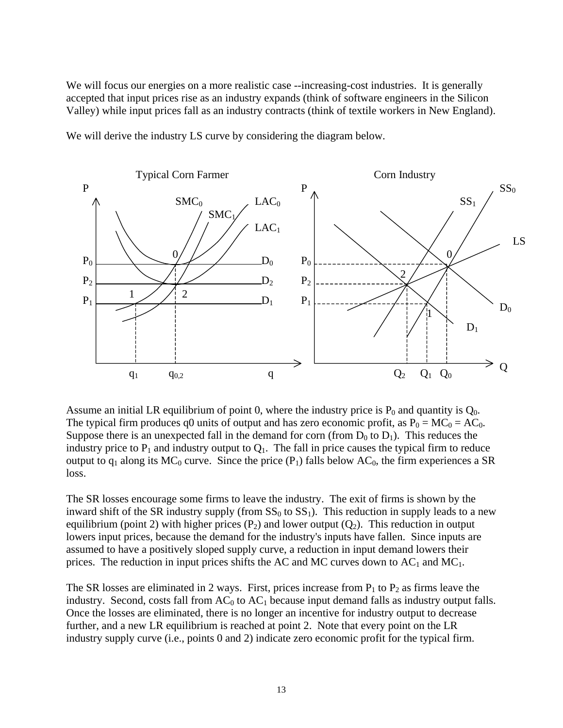We will focus our energies on a more realistic case --increasing-cost industries. It is generally accepted that input prices rise as an industry expands (think of software engineers in the Silicon Valley) while input prices fall as an industry contracts (think of textile workers in New England).

We will derive the industry LS curve by considering the diagram below.

Assume an initial LR equilibrium of point 0, where the industry price is $P_0$ and quantity is $Q_0$. The typical firm produces q0 units of output and has zero economic profit, as $P_0 = MC_0 = AC_0$. Suppose there is an unexpected fall in the demand for corn (from $D_0$ to $D_1$). This reduces the industry price to $P_1$ and industry output to $Q_1$. The fall in price causes the typical firm to reduce output to $q_1$ along its $MC_0$ curve. Since the price ($P_1$) falls below $AC_0$, the firm experiences a SR loss.

The SR losses encourage some firms to leave the industry. The exit of firms is shown by the inward shift of the SR industry supply (from $SS_0$ to $SS_1$). This reduction in supply leads to a new equilibrium (point 2) with higher prices ($P_2$) and lower output ($Q_2$). This reduction in output lowers input prices, because the demand for the industry's inputs have fallen. Since inputs are assumed to have a positively sloped supply curve, a reduction in input demand lowers their prices. The reduction in input prices shifts the AC and MC curves down to $AC_1$ and $MC_1$.

The SR losses are eliminated in 2 ways. First, prices increase from $P_1$ to $P_2$ as firms leave the industry. Second, costs fall from $AC_0$ to $AC_1$ because input demand falls as industry output falls. Once the losses are eliminated, there is no longer an incentive for industry output to decrease further, and a new LR equilibrium is reached at point 2. Note that every point on the LR industry supply curve (i.e., points 0 and 2) indicate zero economic profit for the typical firm.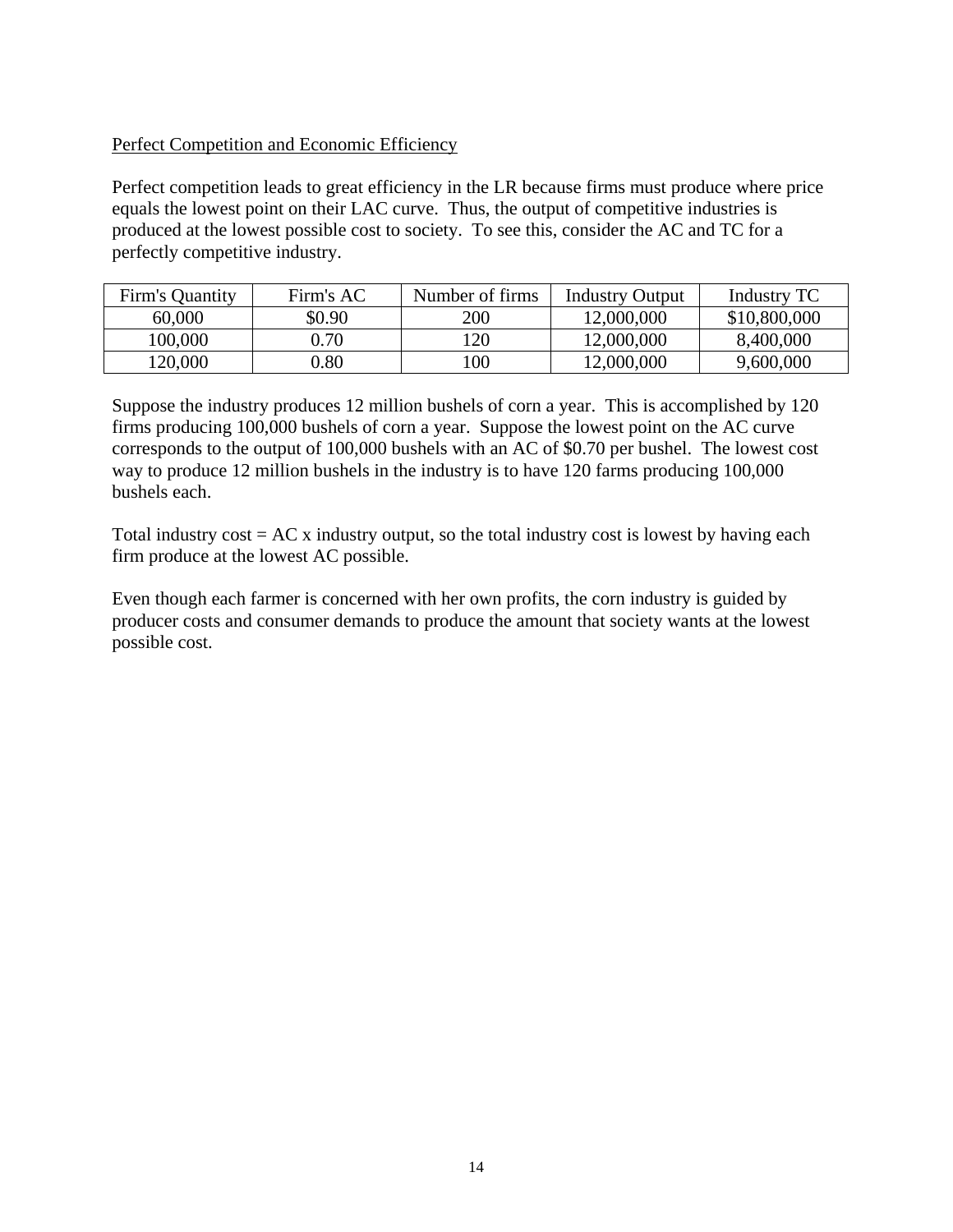Perfect Competition and Economic Efficiency

Perfect competition leads to great efficiency in the LR because firms must produce where price equals the lowest point on their LAC curve. Thus, the output of competitive industries is produced at the lowest possible cost to society. To see this, consider the AC and TC for a perfectly competitive industry.

| Firm's Quantity | Firm's AC | Number of firms | Industry Output | Industry TC |
|---|---|---|---|---|
| 60,000 | $0.90 | 200 | 12,000,000 | $10,800,000 |
| 100,000 | 0.70 | 120 | 12,000,000 | 8,400,000 |
| 120,000 | 0.80 | 100 | 12,000,000 | 9,600,000 |

Suppose the industry produces 12 million bushels of corn a year. This is accomplished by 120 firms producing 100,000 bushels of corn a year. Suppose the lowest point on the AC curve corresponds to the output of 100,000 bushels with an AC of $0.70 per bushel. The lowest cost way to produce 12 million bushels in the industry is to have 120 farms producing 100,000 bushels each.

Total industry cost = AC x industry output, so the total industry cost is lowest by having each firm produce at the lowest AC possible.

Even though each farmer is concerned with her own profits, the corn industry is guided by producer costs and consumer demands to produce the amount that society wants at the lowest possible cost.